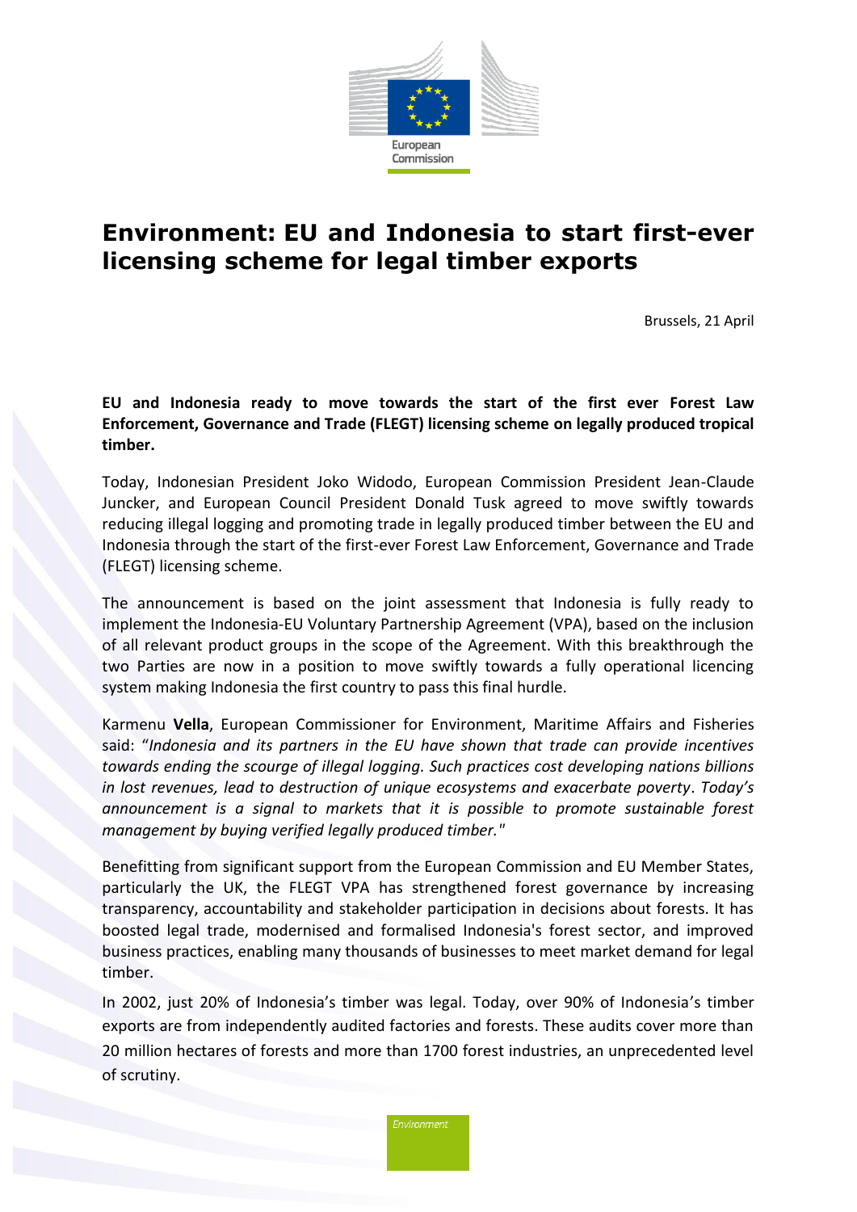# Environment: EU and Indonesia to start first-ever licensing scheme for legal timber exports

Brussels, 21 April

**EU and Indonesia ready to move towards the start of the first ever Forest Law Enforcement, Governance and Trade (FLEGT) licensing scheme on legally produced tropical timber.**

Today, Indonesian President Joko Widodo, European Commission President Jean-Claude Juncker, and European Council President Donald Tusk agreed to move swiftly towards reducing illegal logging and promoting trade in legally produced timber between the EU and Indonesia through the start of the first-ever Forest Law Enforcement, Governance and Trade (FLEGT) licensing scheme.

The announcement is based on the joint assessment that Indonesia is fully ready to implement the Indonesia-EU Voluntary Partnership Agreement (VPA), based on the inclusion of all relevant product groups in the scope of the Agreement. With this breakthrough the two Parties are now in a position to move swiftly towards a fully operational licencing system making Indonesia the first country to pass this final hurdle.

Karmenu **Vella**, European Commissioner for Environment, Maritime Affairs and Fisheries said: "*Indonesia and its partners in the EU have shown that trade can provide incentives towards ending the scourge of illegal logging. Such practices cost developing nations billions in lost revenues, lead to destruction of unique ecosystems and exacerbate poverty*. *Today's announcement is a signal to markets that it is possible to promote sustainable forest management by buying verified legally produced timber.*"

Benefitting from significant support from the European Commission and EU Member States, particularly the UK, the FLEGT VPA has strengthened forest governance by increasing transparency, accountability and stakeholder participation in decisions about forests. It has boosted legal trade, modernised and formalised Indonesia's forest sector, and improved business practices, enabling many thousands of businesses to meet market demand for legal timber.

In 2002, just 20% of Indonesia's timber was legal. Today, over 90% of Indonesia's timber exports are from independently audited factories and forests. These audits cover more than 20 million hectares of forests and more than 1700 forest industries, an unprecedented level of scrutiny.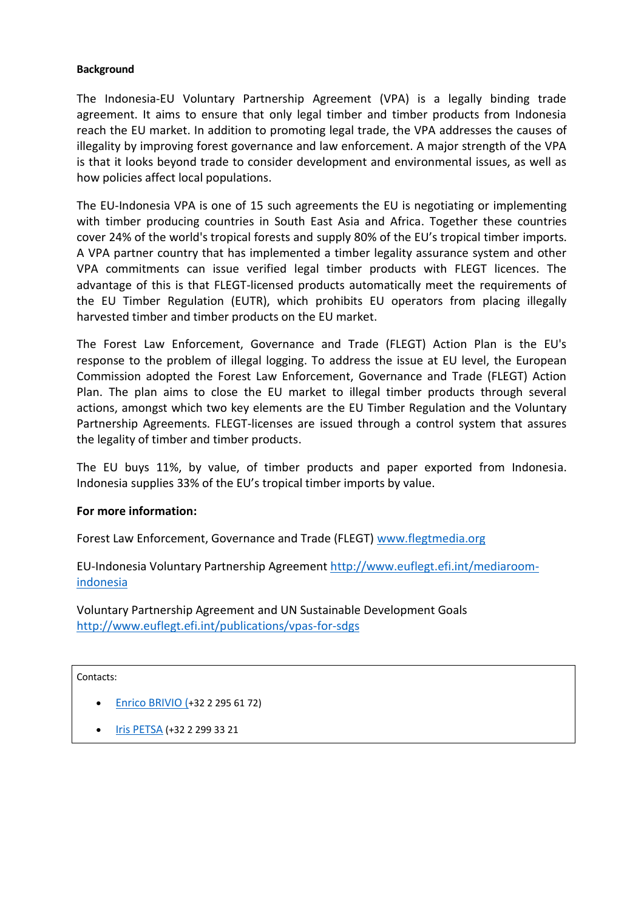**Background**

The Indonesia-EU Voluntary Partnership Agreement (VPA) is a legally binding trade agreement. It aims to ensure that only legal timber and timber products from Indonesia reach the EU market. In addition to promoting legal trade, the VPA addresses the causes of illegality by improving forest governance and law enforcement. A major strength of the VPA is that it looks beyond trade to consider development and environmental issues, as well as how policies affect local populations.

The EU-Indonesia VPA is one of 15 such agreements the EU is negotiating or implementing with timber producing countries in South East Asia and Africa. Together these countries cover 24% of the world's tropical forests and supply 80% of the EU's tropical timber imports. A VPA partner country that has implemented a timber legality assurance system and other VPA commitments can issue verified legal timber products with FLEGT licences. The advantage of this is that FLEGT-licensed products automatically meet the requirements of the EU Timber Regulation (EUTR), which prohibits EU operators from placing illegally harvested timber and timber products on the EU market.

The Forest Law Enforcement, Governance and Trade (FLEGT) Action Plan is the EU's response to the problem of illegal logging. To address the issue at EU level, the European Commission adopted the Forest Law Enforcement, Governance and Trade (FLEGT) Action Plan. The plan aims to close the EU market to illegal timber products through several actions, amongst which two key elements are the EU Timber Regulation and the Voluntary Partnership Agreements. FLEGT-licenses are issued through a control system that assures the legality of timber and timber products.

The EU buys 11%, by value, of timber products and paper exported from Indonesia. Indonesia supplies 33% of the EU's tropical timber imports by value.

**For more information:**

Forest Law Enforcement, Governance and Trade (FLEGT) www.flegtmedia.org

EU-Indonesia Voluntary Partnership Agreement http://www.euflegt.efi.int/mediaroom-indonesia

Voluntary Partnership Agreement and UN Sustainable Development Goals
http://www.euflegt.efi.int/publications/vpas-for-sdgs

Contacts:

- Enrico BRIVIO (+32 2 295 61 72)
- Iris PETSA (+32 2 299 33 21